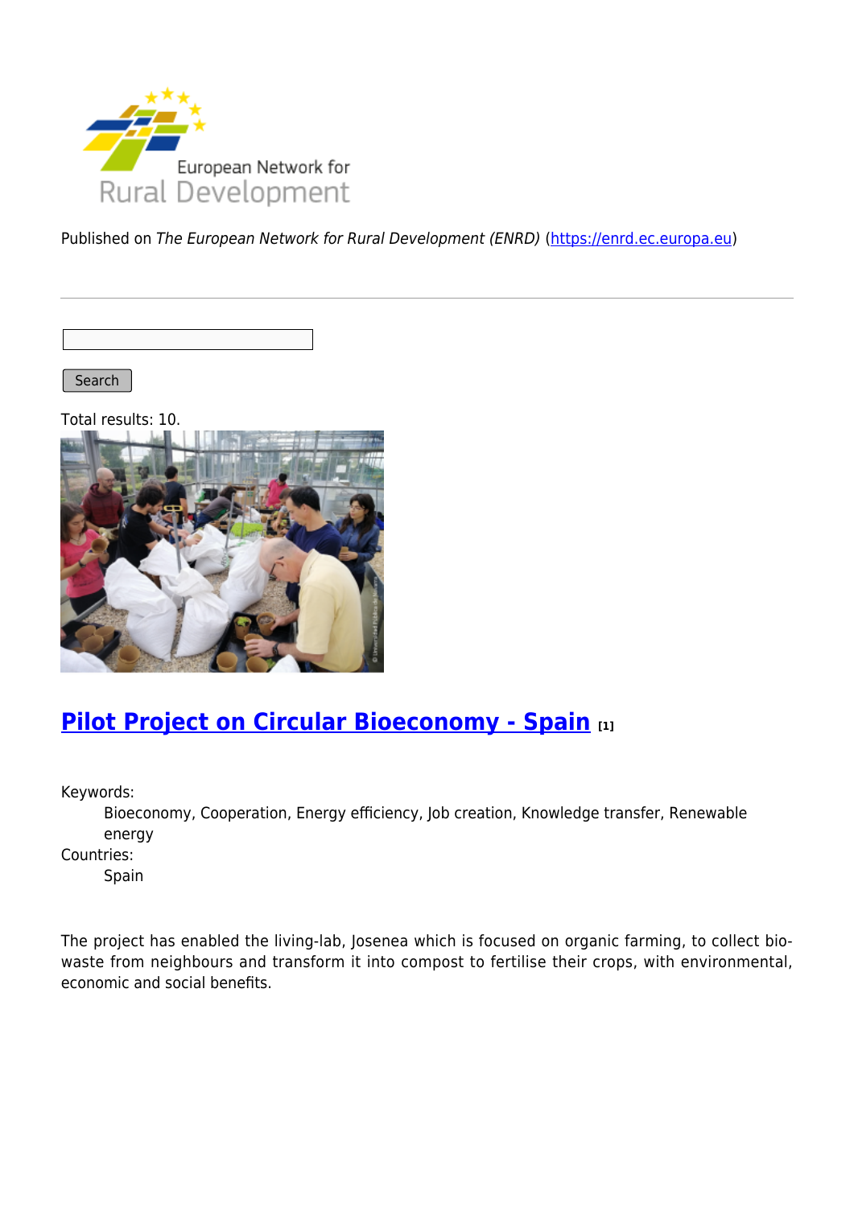Published on *The European Network for Rural Development (ENRD)* (https://enrd.ec.europa.eu)

Search

Total results: 10.

## Pilot Project on Circular Bioeconomy - Spain [1]

Keywords:
: Bioeconomy, Cooperation, Energy efficiency, Job creation, Knowledge transfer, Renewable energy

Countries:
: Spain

The project has enabled the living-lab, Josenea which is focused on organic farming, to collect bio-waste from neighbours and transform it into compost to fertilise their crops, with environmental, economic and social benefits.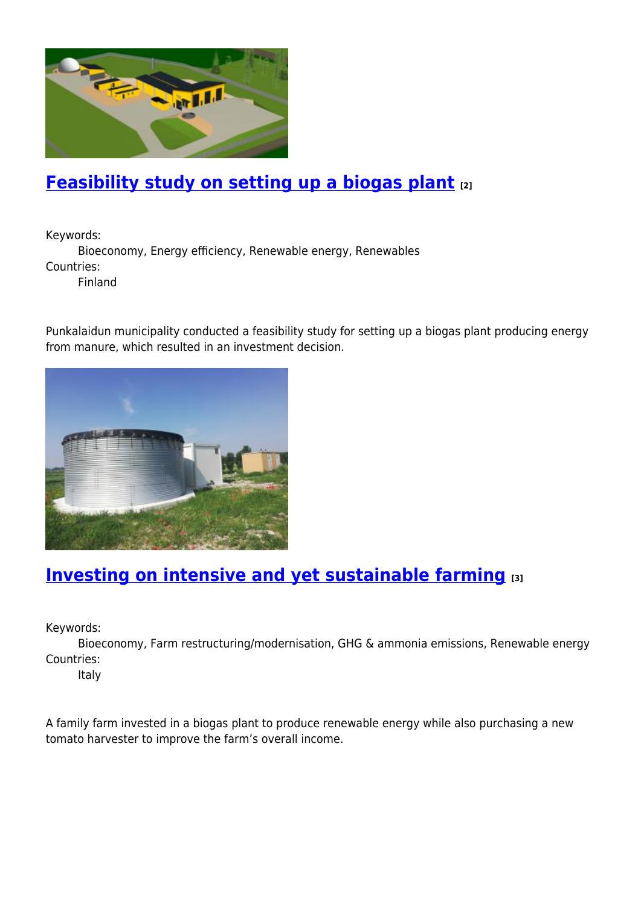## [Feasibility study on setting up a biogas plant [2]]

Keywords:
    Bioeconomy, Energy efficiency, Renewable energy, Renewables
Countries:
    Finland

Punkalaidun municipality conducted a feasibility study for setting up a biogas plant producing energy from manure, which resulted in an investment decision.

## [Investing on intensive and yet sustainable farming [3]]

Keywords:
    Bioeconomy, Farm restructuring/modernisation, GHG & ammonia emissions, Renewable energy
Countries:
    Italy

A family farm invested in a biogas plant to produce renewable energy while also purchasing a new tomato harvester to improve the farm's overall income.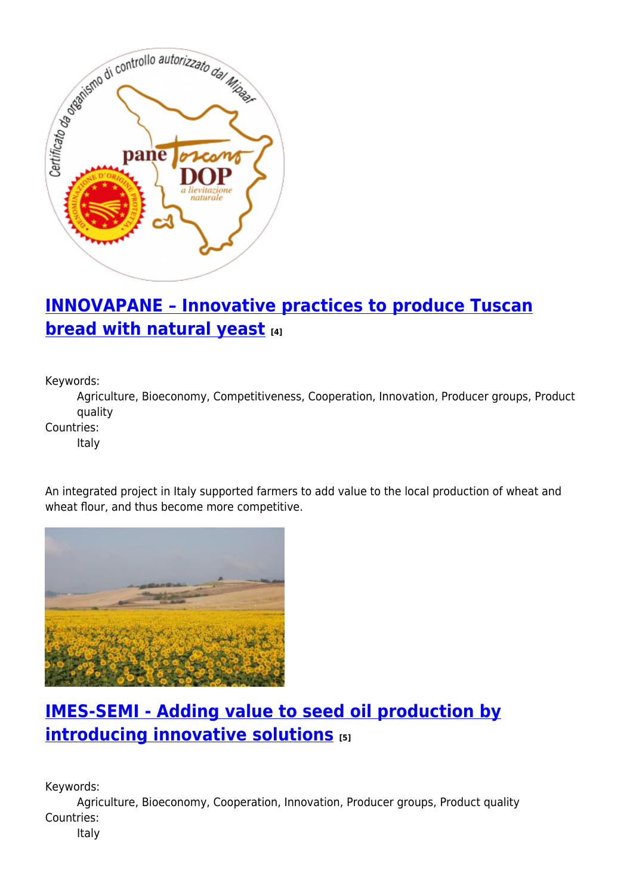## INNOVAPANE – Innovative practices to produce Tuscan bread with natural yeast [4]

Keywords:
: Agriculture, Bioeconomy, Competitiveness, Cooperation, Innovation, Producer groups, Product quality

Countries:
: Italy

An integrated project in Italy supported farmers to add value to the local production of wheat and wheat flour, and thus become more competitive.

## IMES-SEMI - Adding value to seed oil production by introducing innovative solutions [5]

Keywords:
: Agriculture, Bioeconomy, Cooperation, Innovation, Producer groups, Product quality

Countries:
: Italy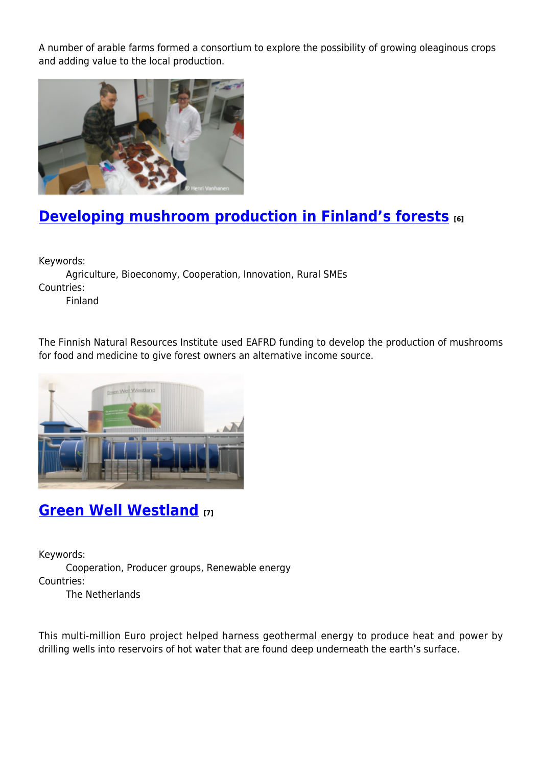A number of arable farms formed a consortium to explore the possibility of growing oleaginous crops and adding value to the local production.

## Developing mushroom production in Finland’s forests [6]

Keywords:
Agriculture, Bioeconomy, Cooperation, Innovation, Rural SMEs
Countries:
Finland

The Finnish Natural Resources Institute used EAFRD funding to develop the production of mushrooms for food and medicine to give forest owners an alternative income source.

## Green Well Westland [7]

Keywords:
Cooperation, Producer groups, Renewable energy
Countries:
The Netherlands

This multi-million Euro project helped harness geothermal energy to produce heat and power by drilling wells into reservoirs of hot water that are found deep underneath the earth’s surface.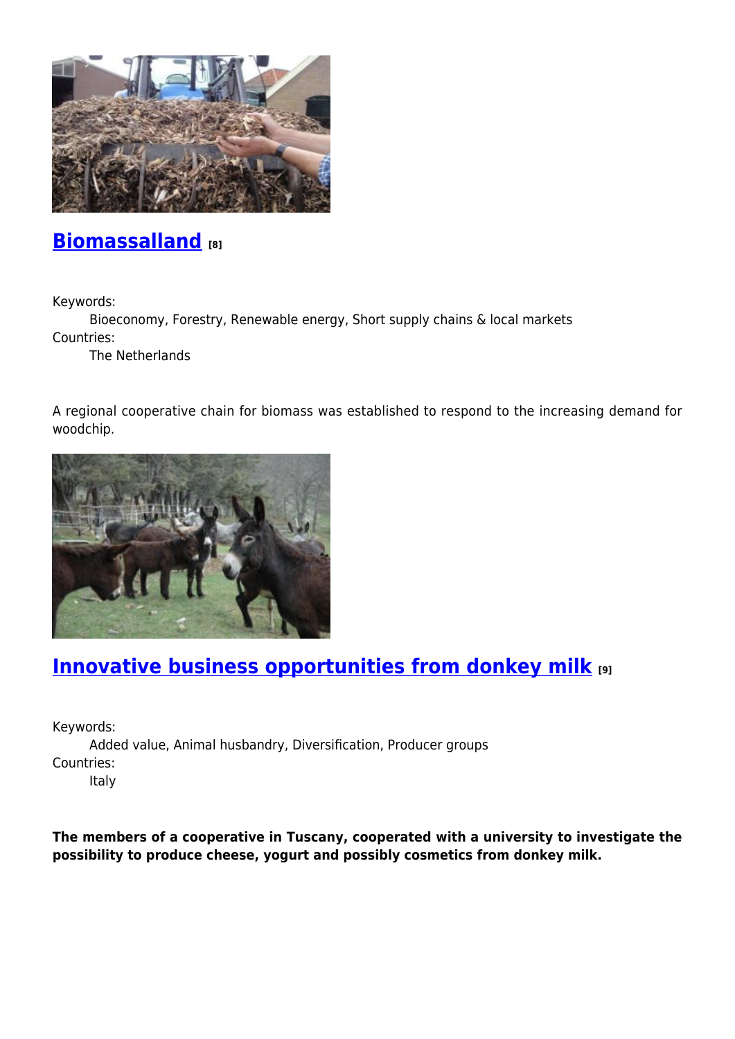## [Biomassalland](#) [8]

Keywords:
: Bioeconomy, Forestry, Renewable energy, Short supply chains & local markets

Countries:
: The Netherlands

A regional cooperative chain for biomass was established to respond to the increasing demand for woodchip.

## [Innovative business opportunities from donkey milk](#) [9]

Keywords:
: Added value, Animal husbandry, Diversification, Producer groups

Countries:
: Italy

**The members of a cooperative in Tuscany, cooperated with a university to investigate the possibility to produce cheese, yogurt and possibly cosmetics from donkey milk.**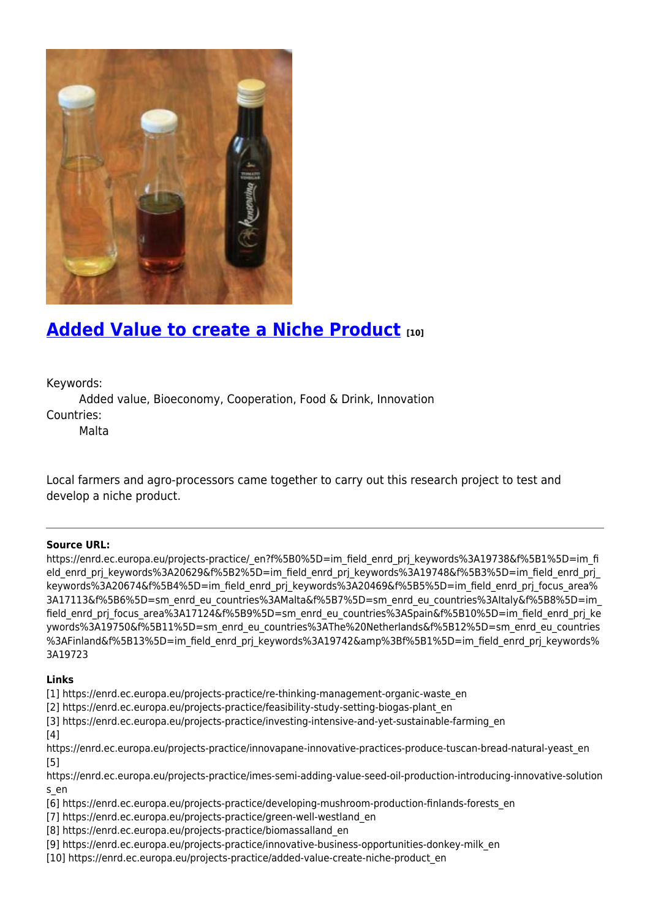## [Added Value to create a Niche Product [10]](https://enrd.ec.europa.eu/projects-practice/added-value-create-niche-product_en)

Keywords:
: Added value, Bioeconomy, Cooperation, Food & Drink, Innovation

Countries:
: Malta

Local farmers and agro-processors came together to carry out this research project to test and develop a niche product.

---

**Source URL:**
https://enrd.ec.europa.eu/projects-practice/_en?f%5B0%5D=im_field_enrd_prj_keywords%3A19738&f%5B1%5D=im_field_enrd_prj_keywords%3A20629&f%5B2%5D=im_field_enrd_prj_keywords%3A19748&f%5B3%5D=im_field_enrd_prj_keywords%3A20674&f%5B4%5D=im_field_enrd_prj_keywords%3A20469&f%5B5%5D=im_field_enrd_prj_focus_area%3A17113&f%5B6%5D=sm_enrd_eu_countries%3AMalta&f%5B7%5D=sm_enrd_eu_countries%3AItaly&f%5B8%5D=im_field_enrd_prj_focus_area%3A17124&f%5B9%5D=sm_enrd_eu_countries%3ASpain&f%5B10%5D=im_field_enrd_prj_keywords%3A19750&f%5B11%5D=sm_enrd_eu_countries%3AThe%20Netherlands&f%5B12%5D=sm_enrd_eu_countries%3AFinland&f%5B13%5D=im_field_enrd_prj_keywords%3A19742&amp%3Bf%5B1%5D=im_field_enrd_prj_keywords%3A19723

**Links**
[1] https://enrd.ec.europa.eu/projects-practice/re-thinking-management-organic-waste_en
[2] https://enrd.ec.europa.eu/projects-practice/feasibility-study-setting-biogas-plant_en
[3] https://enrd.ec.europa.eu/projects-practice/investing-intensive-and-yet-sustainable-farming_en
[4] https://enrd.ec.europa.eu/projects-practice/innovapane-innovative-practices-produce-tuscan-bread-natural-yeast_en
[5] https://enrd.ec.europa.eu/projects-practice/imes-semi-adding-value-seed-oil-production-introducing-innovative-solutions_en
[6] https://enrd.ec.europa.eu/projects-practice/developing-mushroom-production-finlands-forests_en
[7] https://enrd.ec.europa.eu/projects-practice/green-well-westland_en
[8] https://enrd.ec.europa.eu/projects-practice/biomassalland_en
[9] https://enrd.ec.europa.eu/projects-practice/innovative-business-opportunities-donkey-milk_en
[10] https://enrd.ec.europa.eu/projects-practice/added-value-create-niche-product_en